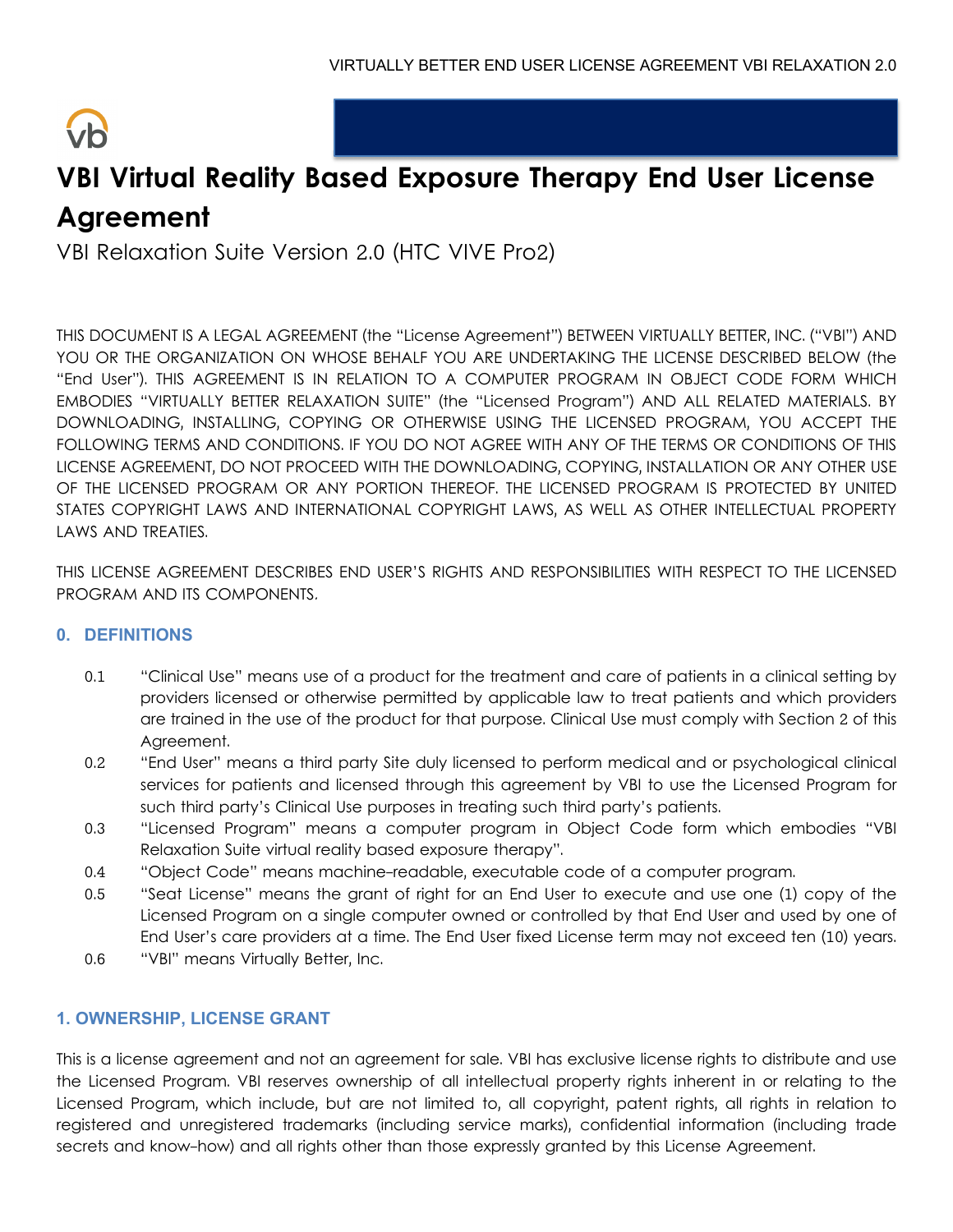# VBI Virtual Reality Based Exposure Therapy End User License Agreement

VBI Relaxation Suite Version 2.0 (HTC VIVE Pro2)

THIS DOCUMENT IS A LEGAL AGREEMENT (the "License Agreement") BETWEEN VIRTUALLY BETTER, INC. ("VBI") AND YOU OR THE ORGANIZATION ON WHOSE BEHALF YOU ARE UNDERTAKING THE LICENSE DESCRIBED BELOW (the "End User"). THIS AGREEMENT IS IN RELATION TO A COMPUTER PROGRAM IN OBJECT CODE FORM WHICH EMBODIES "VIRTUALLY BETTER RELAXATION SUITE" (the "Licensed Program") AND ALL RELATED MATERIALS. BY DOWNLOADING, INSTALLING, COPYING OR OTHERWISE USING THE LICENSED PROGRAM, YOU ACCEPT THE FOLLOWING TERMS AND CONDITIONS. IF YOU DO NOT AGREE WITH ANY OF THE TERMS OR CONDITIONS OF THIS LICENSE AGREEMENT, DO NOT PROCEED WITH THE DOWNLOADING, COPYING, INSTALLATION OR ANY OTHER USE OF THE LICENSED PROGRAM OR ANY PORTION THEREOF. THE LICENSED PROGRAM IS PROTECTED BY UNITED STATES COPYRIGHT LAWS AND INTERNATIONAL COPYRIGHT LAWS, AS WELL AS OTHER INTELLECTUAL PROPERTY LAWS AND TREATIES.

THIS LICENSE AGREEMENT DESCRIBES END USER'S RIGHTS AND RESPONSIBILITIES WITH RESPECT TO THE LICENSED PROGRAM AND ITS COMPONENTS.

## 0. DEFINITIONS

0.1 "Clinical Use" means use of a product for the treatment and care of patients in a clinical setting by providers licensed or otherwise permitted by applicable law to treat patients and which providers are trained in the use of the product for that purpose. Clinical Use must comply with Section 2 of this Agreement.

0.2 "End User" means a third party Site duly licensed to perform medical and or psychological clinical services for patients and licensed through this agreement by VBI to use the Licensed Program for such third party's Clinical Use purposes in treating such third party's patients.

0.3 "Licensed Program" means a computer program in Object Code form which embodies "VBI Relaxation Suite virtual reality based exposure therapy".

0.4 "Object Code" means machine-readable, executable code of a computer program.

0.5 "Seat License" means the grant of right for an End User to execute and use one (1) copy of the Licensed Program on a single computer owned or controlled by that End User and used by one of End User's care providers at a time. The End User fixed License term may not exceed ten (10) years.

0.6 "VBI" means Virtually Better, Inc.

## 1. OWNERSHIP, LICENSE GRANT

This is a license agreement and not an agreement for sale. VBI has exclusive license rights to distribute and use the Licensed Program. VBI reserves ownership of all intellectual property rights inherent in or relating to the Licensed Program, which include, but are not limited to, all copyright, patent rights, all rights in relation to registered and unregistered trademarks (including service marks), confidential information (including trade secrets and know-how) and all rights other than those expressly granted by this License Agreement.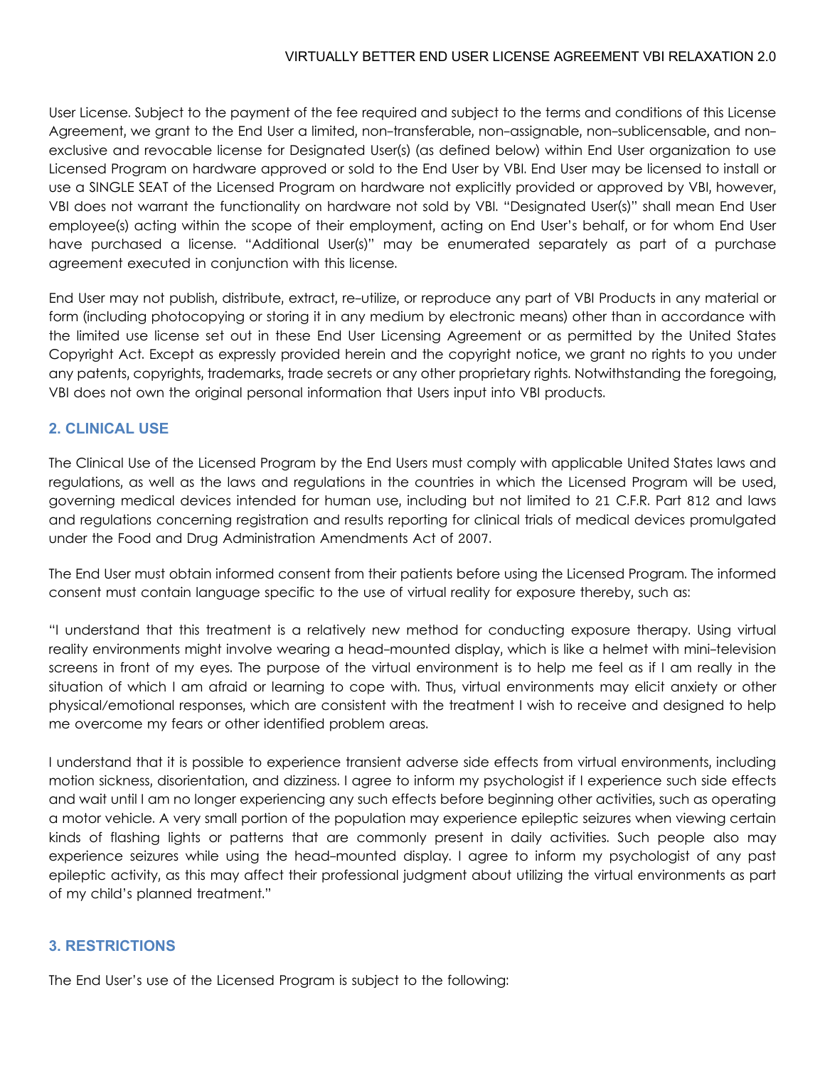User License. Subject to the payment of the fee required and subject to the terms and conditions of this License Agreement, we grant to the End User a limited, non-transferable, non-assignable, non-sublicensable, and non-exclusive and revocable license for Designated User(s) (as defined below) within End User organization to use Licensed Program on hardware approved or sold to the End User by VBI. End User may be licensed to install or use a SINGLE SEAT of the Licensed Program on hardware not explicitly provided or approved by VBI, however, VBI does not warrant the functionality on hardware not sold by VBI. "Designated User(s)" shall mean End User employee(s) acting within the scope of their employment, acting on End User's behalf, or for whom End User have purchased a license. "Additional User(s)" may be enumerated separately as part of a purchase agreement executed in conjunction with this license.

End User may not publish, distribute, extract, re-utilize, or reproduce any part of VBI Products in any material or form (including photocopying or storing it in any medium by electronic means) other than in accordance with the limited use license set out in these End User Licensing Agreement or as permitted by the United States Copyright Act. Except as expressly provided herein and the copyright notice, we grant no rights to you under any patents, copyrights, trademarks, trade secrets or any other proprietary rights. Notwithstanding the foregoing, VBI does not own the original personal information that Users input into VBI products.

## 2. CLINICAL USE

The Clinical Use of the Licensed Program by the End Users must comply with applicable United States laws and regulations, as well as the laws and regulations in the countries in which the Licensed Program will be used, governing medical devices intended for human use, including but not limited to 21 C.F.R. Part 812 and laws and regulations concerning registration and results reporting for clinical trials of medical devices promulgated under the Food and Drug Administration Amendments Act of 2007.

The End User must obtain informed consent from their patients before using the Licensed Program. The informed consent must contain language specific to the use of virtual reality for exposure thereby, such as:

"I understand that this treatment is a relatively new method for conducting exposure therapy. Using virtual reality environments might involve wearing a head-mounted display, which is like a helmet with mini-television screens in front of my eyes. The purpose of the virtual environment is to help me feel as if I am really in the situation of which I am afraid or learning to cope with. Thus, virtual environments may elicit anxiety or other physical/emotional responses, which are consistent with the treatment I wish to receive and designed to help me overcome my fears or other identified problem areas.

I understand that it is possible to experience transient adverse side effects from virtual environments, including motion sickness, disorientation, and dizziness. I agree to inform my psychologist if I experience such side effects and wait until I am no longer experiencing any such effects before beginning other activities, such as operating a motor vehicle. A very small portion of the population may experience epileptic seizures when viewing certain kinds of flashing lights or patterns that are commonly present in daily activities. Such people also may experience seizures while using the head-mounted display. I agree to inform my psychologist of any past epileptic activity, as this may affect their professional judgment about utilizing the virtual environments as part of my child's planned treatment."

## 3. RESTRICTIONS

The End User's use of the Licensed Program is subject to the following: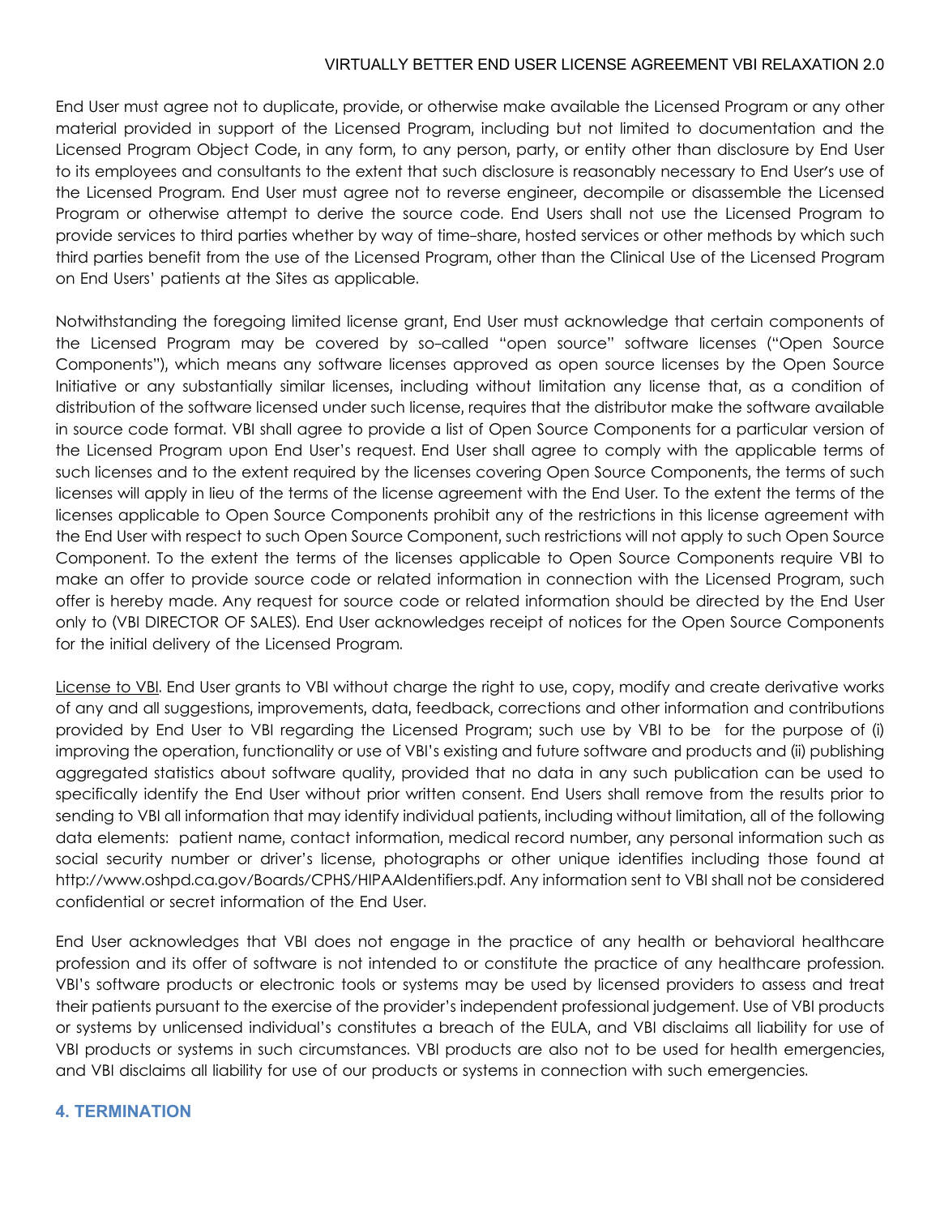End User must agree not to duplicate, provide, or otherwise make available the Licensed Program or any other material provided in support of the Licensed Program, including but not limited to documentation and the Licensed Program Object Code, in any form, to any person, party, or entity other than disclosure by End User to its employees and consultants to the extent that such disclosure is reasonably necessary to End User's use of the Licensed Program. End User must agree not to reverse engineer, decompile or disassemble the Licensed Program or otherwise attempt to derive the source code. End Users shall not use the Licensed Program to provide services to third parties whether by way of time-share, hosted services or other methods by which such third parties benefit from the use of the Licensed Program, other than the Clinical Use of the Licensed Program on End Users' patients at the Sites as applicable.

Notwithstanding the foregoing limited license grant, End User must acknowledge that certain components of the Licensed Program may be covered by so-called "open source" software licenses ("Open Source Components"), which means any software licenses approved as open source licenses by the Open Source Initiative or any substantially similar licenses, including without limitation any license that, as a condition of distribution of the software licensed under such license, requires that the distributor make the software available in source code format. VBI shall agree to provide a list of Open Source Components for a particular version of the Licensed Program upon End User's request. End User shall agree to comply with the applicable terms of such licenses and to the extent required by the licenses covering Open Source Components, the terms of such licenses will apply in lieu of the terms of the license agreement with the End User. To the extent the terms of the licenses applicable to Open Source Components prohibit any of the restrictions in this license agreement with the End User with respect to such Open Source Component, such restrictions will not apply to such Open Source Component. To the extent the terms of the licenses applicable to Open Source Components require VBI to make an offer to provide source code or related information in connection with the Licensed Program, such offer is hereby made. Any request for source code or related information should be directed by the End User only to (VBI DIRECTOR OF SALES). End User acknowledges receipt of notices for the Open Source Components for the initial delivery of the Licensed Program.

License to VBI. End User grants to VBI without charge the right to use, copy, modify and create derivative works of any and all suggestions, improvements, data, feedback, corrections and other information and contributions provided by End User to VBI regarding the Licensed Program; such use by VBI to be for the purpose of (i) improving the operation, functionality or use of VBI's existing and future software and products and (ii) publishing aggregated statistics about software quality, provided that no data in any such publication can be used to specifically identify the End User without prior written consent. End Users shall remove from the results prior to sending to VBI all information that may identify individual patients, including without limitation, all of the following data elements: patient name, contact information, medical record number, any personal information such as social security number or driver's license, photographs or other unique identifies including those found at http://www.oshpd.ca.gov/Boards/CPHS/HIPAAIdentifiers.pdf. Any information sent to VBI shall not be considered confidential or secret information of the End User.

End User acknowledges that VBI does not engage in the practice of any health or behavioral healthcare profession and its offer of software is not intended to or constitute the practice of any healthcare profession. VBI's software products or electronic tools or systems may be used by licensed providers to assess and treat their patients pursuant to the exercise of the provider's independent professional judgement. Use of VBI products or systems by unlicensed individual's constitutes a breach of the EULA, and VBI disclaims all liability for use of VBI products or systems in such circumstances. VBI products are also not to be used for health emergencies, and VBI disclaims all liability for use of our products or systems in connection with such emergencies.

## 4. TERMINATION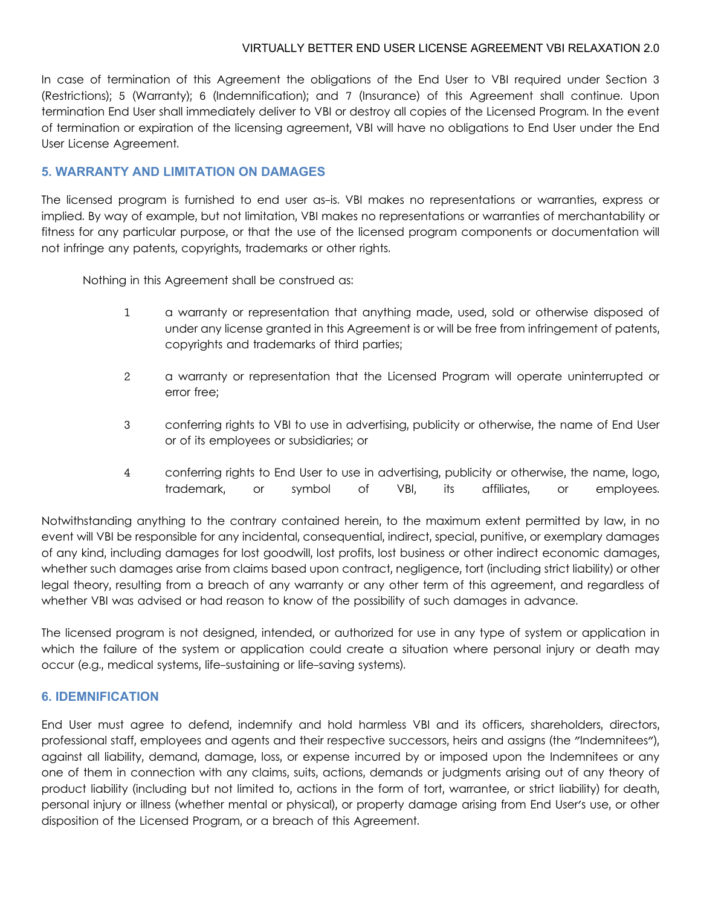In case of termination of this Agreement the obligations of the End User to VBI required under Section 3 (Restrictions); 5 (Warranty); 6 (Indemnification); and 7 (Insurance) of this Agreement shall continue. Upon termination End User shall immediately deliver to VBI or destroy all copies of the Licensed Program. In the event of termination or expiration of the licensing agreement, VBI will have no obligations to End User under the End User License Agreement.

## 5. WARRANTY AND LIMITATION ON DAMAGES

The licensed program is furnished to end user as-is. VBI makes no representations or warranties, express or implied. By way of example, but not limitation, VBI makes no representations or warranties of merchantability or fitness for any particular purpose, or that the use of the licensed program components or documentation will not infringe any patents, copyrights, trademarks or other rights.

Nothing in this Agreement shall be construed as:

1. a warranty or representation that anything made, used, sold or otherwise disposed of under any license granted in this Agreement is or will be free from infringement of patents, copyrights and trademarks of third parties;
2. a warranty or representation that the Licensed Program will operate uninterrupted or error free;
3. conferring rights to VBI to use in advertising, publicity or otherwise, the name of End User or of its employees or subsidiaries; or
4. conferring rights to End User to use in advertising, publicity or otherwise, the name, logo, trademark, or symbol of VBI, its affiliates, or employees.

Notwithstanding anything to the contrary contained herein, to the maximum extent permitted by law, in no event will VBI be responsible for any incidental, consequential, indirect, special, punitive, or exemplary damages of any kind, including damages for lost goodwill, lost profits, lost business or other indirect economic damages, whether such damages arise from claims based upon contract, negligence, tort (including strict liability) or other legal theory, resulting from a breach of any warranty or any other term of this agreement, and regardless of whether VBI was advised or had reason to know of the possibility of such damages in advance.

The licensed program is not designed, intended, or authorized for use in any type of system or application in which the failure of the system or application could create a situation where personal injury or death may occur (e.g., medical systems, life-sustaining or life-saving systems).

## 6. IDEMNIFICATION

End User must agree to defend, indemnify and hold harmless VBI and its officers, shareholders, directors, professional staff, employees and agents and their respective successors, heirs and assigns (the "Indemnitees"), against all liability, demand, damage, loss, or expense incurred by or imposed upon the Indemnitees or any one of them in connection with any claims, suits, actions, demands or judgments arising out of any theory of product liability (including but not limited to, actions in the form of tort, warrantee, or strict liability) for death, personal injury or illness (whether mental or physical), or property damage arising from End User's use, or other disposition of the Licensed Program, or a breach of this Agreement.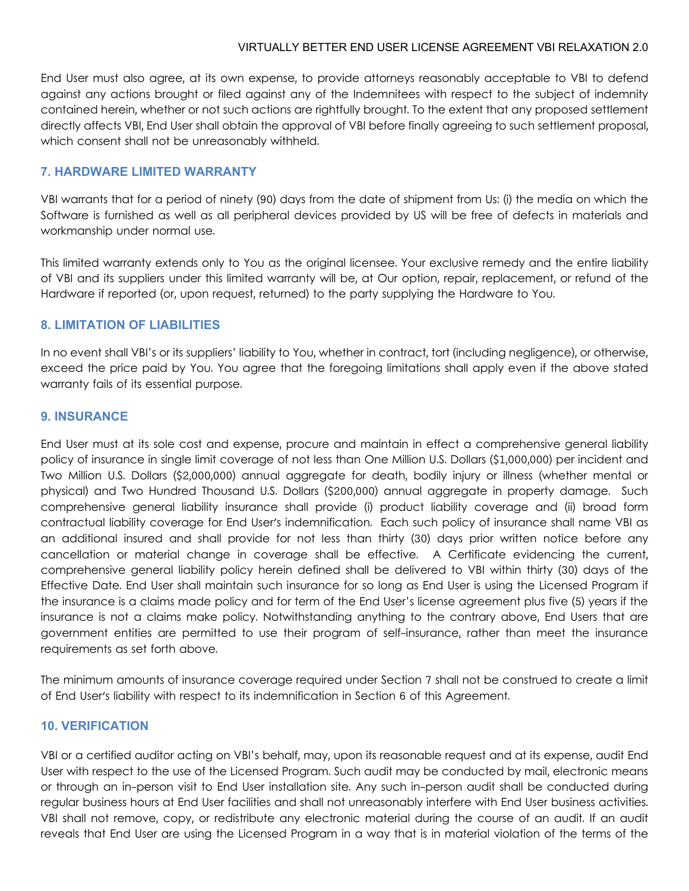End User must also agree, at its own expense, to provide attorneys reasonably acceptable to VBI to defend against any actions brought or filed against any of the Indemnitees with respect to the subject of indemnity contained herein, whether or not such actions are rightfully brought. To the extent that any proposed settlement directly affects VBI, End User shall obtain the approval of VBI before finally agreeing to such settlement proposal, which consent shall not be unreasonably withheld.

## 7. HARDWARE LIMITED WARRANTY

VBI warrants that for a period of ninety (90) days from the date of shipment from Us: (i) the media on which the Software is furnished as well as all peripheral devices provided by US will be free of defects in materials and workmanship under normal use.

This limited warranty extends only to You as the original licensee. Your exclusive remedy and the entire liability of VBI and its suppliers under this limited warranty will be, at Our option, repair, replacement, or refund of the Hardware if reported (or, upon request, returned) to the party supplying the Hardware to You.

## 8. LIMITATION OF LIABILITIES

In no event shall VBI's or its suppliers' liability to You, whether in contract, tort (including negligence), or otherwise, exceed the price paid by You. You agree that the foregoing limitations shall apply even if the above stated warranty fails of its essential purpose.

## 9. INSURANCE

End User must at its sole cost and expense, procure and maintain in effect a comprehensive general liability policy of insurance in single limit coverage of not less than One Million U.S. Dollars ($1,000,000) per incident and Two Million U.S. Dollars ($2,000,000) annual aggregate for death, bodily injury or illness (whether mental or physical) and Two Hundred Thousand U.S. Dollars ($200,000) annual aggregate in property damage. Such comprehensive general liability insurance shall provide (i) product liability coverage and (ii) broad form contractual liability coverage for End User's indemnification. Each such policy of insurance shall name VBI as an additional insured and shall provide for not less than thirty (30) days prior written notice before any cancellation or material change in coverage shall be effective. A Certificate evidencing the current, comprehensive general liability policy herein defined shall be delivered to VBI within thirty (30) days of the Effective Date. End User shall maintain such insurance for so long as End User is using the Licensed Program if the insurance is a claims made policy and for term of the End User's license agreement plus five (5) years if the insurance is not a claims make policy. Notwithstanding anything to the contrary above, End Users that are government entities are permitted to use their program of self-insurance, rather than meet the insurance requirements as set forth above.

The minimum amounts of insurance coverage required under Section 7 shall not be construed to create a limit of End User's liability with respect to its indemnification in Section 6 of this Agreement.

## 10. VERIFICATION

VBI or a certified auditor acting on VBI's behalf, may, upon its reasonable request and at its expense, audit End User with respect to the use of the Licensed Program. Such audit may be conducted by mail, electronic means or through an in-person visit to End User installation site. Any such in-person audit shall be conducted during regular business hours at End User facilities and shall not unreasonably interfere with End User business activities. VBI shall not remove, copy, or redistribute any electronic material during the course of an audit. If an audit reveals that End User are using the Licensed Program in a way that is in material violation of the terms of the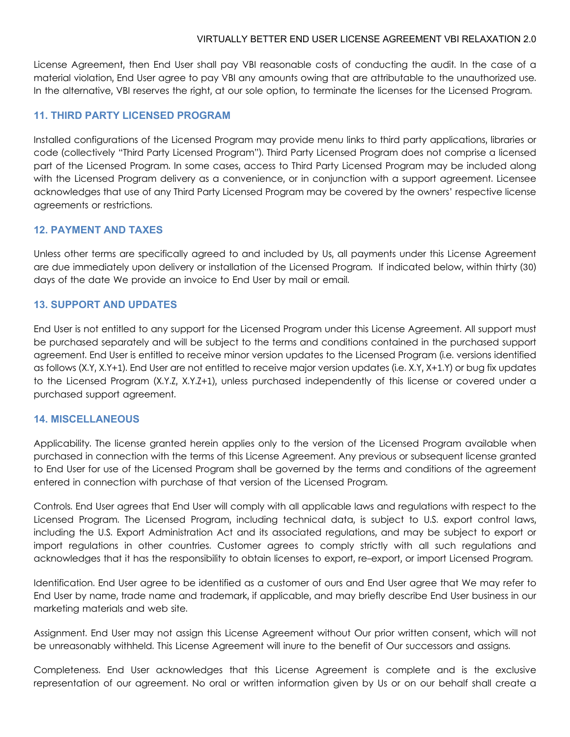License Agreement, then End User shall pay VBI reasonable costs of conducting the audit. In the case of a material violation, End User agree to pay VBI any amounts owing that are attributable to the unauthorized use. In the alternative, VBI reserves the right, at our sole option, to terminate the licenses for the Licensed Program.

## 11. THIRD PARTY LICENSED PROGRAM

Installed configurations of the Licensed Program may provide menu links to third party applications, libraries or code (collectively "Third Party Licensed Program"). Third Party Licensed Program does not comprise a licensed part of the Licensed Program. In some cases, access to Third Party Licensed Program may be included along with the Licensed Program delivery as a convenience, or in conjunction with a support agreement. Licensee acknowledges that use of any Third Party Licensed Program may be covered by the owners' respective license agreements or restrictions.

## 12. PAYMENT AND TAXES

Unless other terms are specifically agreed to and included by Us, all payments under this License Agreement are due immediately upon delivery or installation of the Licensed Program. If indicated below, within thirty (30) days of the date We provide an invoice to End User by mail or email.

## 13. SUPPORT AND UPDATES

End User is not entitled to any support for the Licensed Program under this License Agreement. All support must be purchased separately and will be subject to the terms and conditions contained in the purchased support agreement. End User is entitled to receive minor version updates to the Licensed Program (i.e. versions identified as follows (X.Y, X.Y+1). End User are not entitled to receive major version updates (i.e. X.Y, X+1.Y) or bug fix updates to the Licensed Program (X.Y.Z, X.Y.Z+1), unless purchased independently of this license or covered under a purchased support agreement.

## 14. MISCELLANEOUS

Applicability. The license granted herein applies only to the version of the Licensed Program available when purchased in connection with the terms of this License Agreement. Any previous or subsequent license granted to End User for use of the Licensed Program shall be governed by the terms and conditions of the agreement entered in connection with purchase of that version of the Licensed Program.

Controls. End User agrees that End User will comply with all applicable laws and regulations with respect to the Licensed Program. The Licensed Program, including technical data, is subject to U.S. export control laws, including the U.S. Export Administration Act and its associated regulations, and may be subject to export or import regulations in other countries. Customer agrees to comply strictly with all such regulations and acknowledges that it has the responsibility to obtain licenses to export, re-export, or import Licensed Program.

Identification. End User agree to be identified as a customer of ours and End User agree that We may refer to End User by name, trade name and trademark, if applicable, and may briefly describe End User business in our marketing materials and web site.

Assignment. End User may not assign this License Agreement without Our prior written consent, which will not be unreasonably withheld. This License Agreement will inure to the benefit of Our successors and assigns.

Completeness. End User acknowledges that this License Agreement is complete and is the exclusive representation of our agreement. No oral or written information given by Us or on our behalf shall create a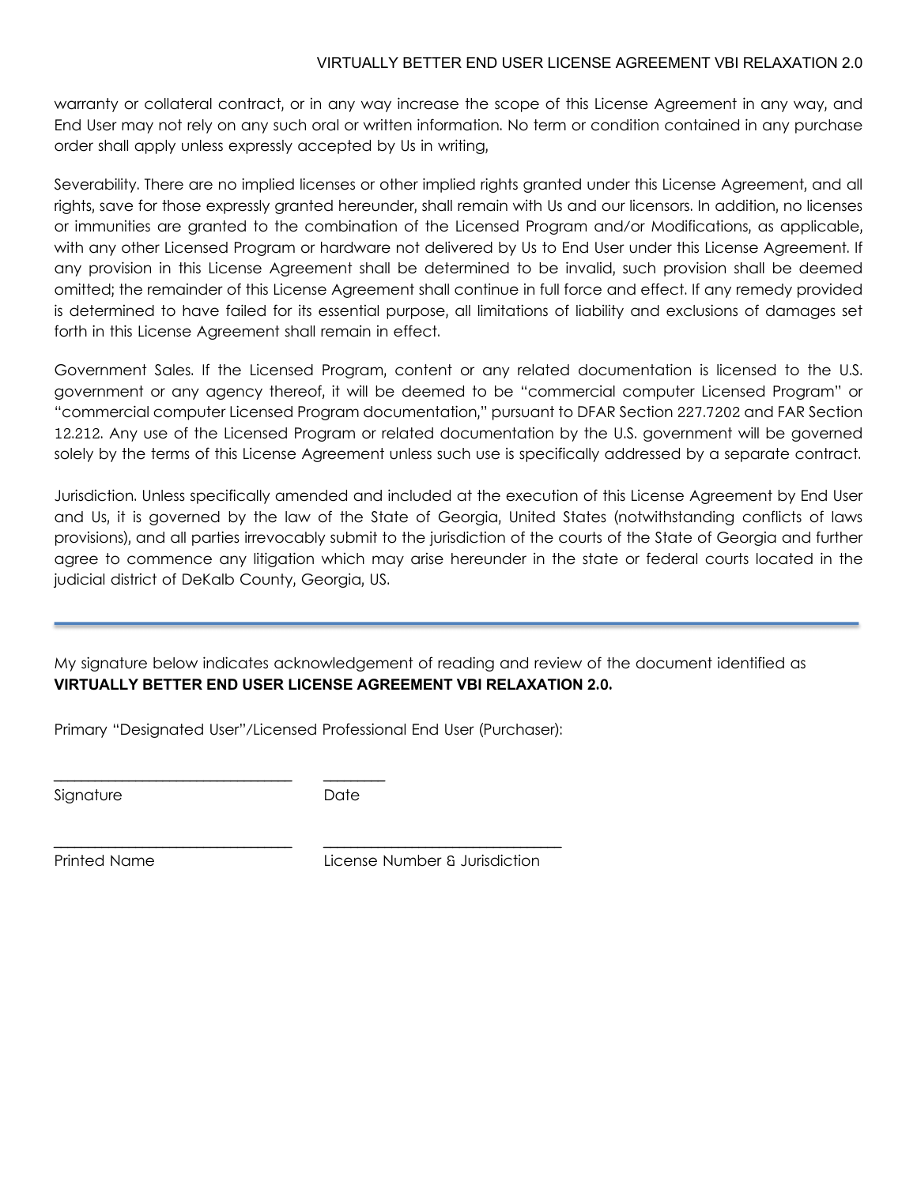warranty or collateral contract, or in any way increase the scope of this License Agreement in any way, and End User may not rely on any such oral or written information. No term or condition contained in any purchase order shall apply unless expressly accepted by Us in writing,

Severability. There are no implied licenses or other implied rights granted under this License Agreement, and all rights, save for those expressly granted hereunder, shall remain with Us and our licensors. In addition, no licenses or immunities are granted to the combination of the Licensed Program and/or Modifications, as applicable, with any other Licensed Program or hardware not delivered by Us to End User under this License Agreement. If any provision in this License Agreement shall be determined to be invalid, such provision shall be deemed omitted; the remainder of this License Agreement shall continue in full force and effect. If any remedy provided is determined to have failed for its essential purpose, all limitations of liability and exclusions of damages set forth in this License Agreement shall remain in effect.

Government Sales. If the Licensed Program, content or any related documentation is licensed to the U.S. government or any agency thereof, it will be deemed to be "commercial computer Licensed Program" or "commercial computer Licensed Program documentation," pursuant to DFAR Section 227.7202 and FAR Section 12.212. Any use of the Licensed Program or related documentation by the U.S. government will be governed solely by the terms of this License Agreement unless such use is specifically addressed by a separate contract.

Jurisdiction. Unless specifically amended and included at the execution of this License Agreement by End User and Us, it is governed by the law of the State of Georgia, United States (notwithstanding conflicts of laws provisions), and all parties irrevocably submit to the jurisdiction of the courts of the State of Georgia and further agree to commence any litigation which may arise hereunder in the state or federal courts located in the judicial district of DeKalb County, Georgia, US.

---

My signature below indicates acknowledgement of reading and review of the document identified as **VIRTUALLY BETTER END USER LICENSE AGREEMENT VBI RELAXATION 2.0.**

Primary "Designated User"/Licensed Professional End User (Purchaser):

\_\_\_\_\_\_\_\_\_\_\_\_\_\_\_\_\_\_\_\_\_\_\_\_\_\_\_\_ \_\_\_\_\_\_\_\_

Signature Date

\_\_\_\_\_\_\_\_\_\_\_\_\_\_\_\_\_\_\_\_\_\_\_\_\_\_\_\_ \_\_\_\_\_\_\_\_\_\_\_\_\_\_\_\_\_\_\_\_\_\_\_\_\_\_\_\_

Printed Name License Number & Jurisdiction